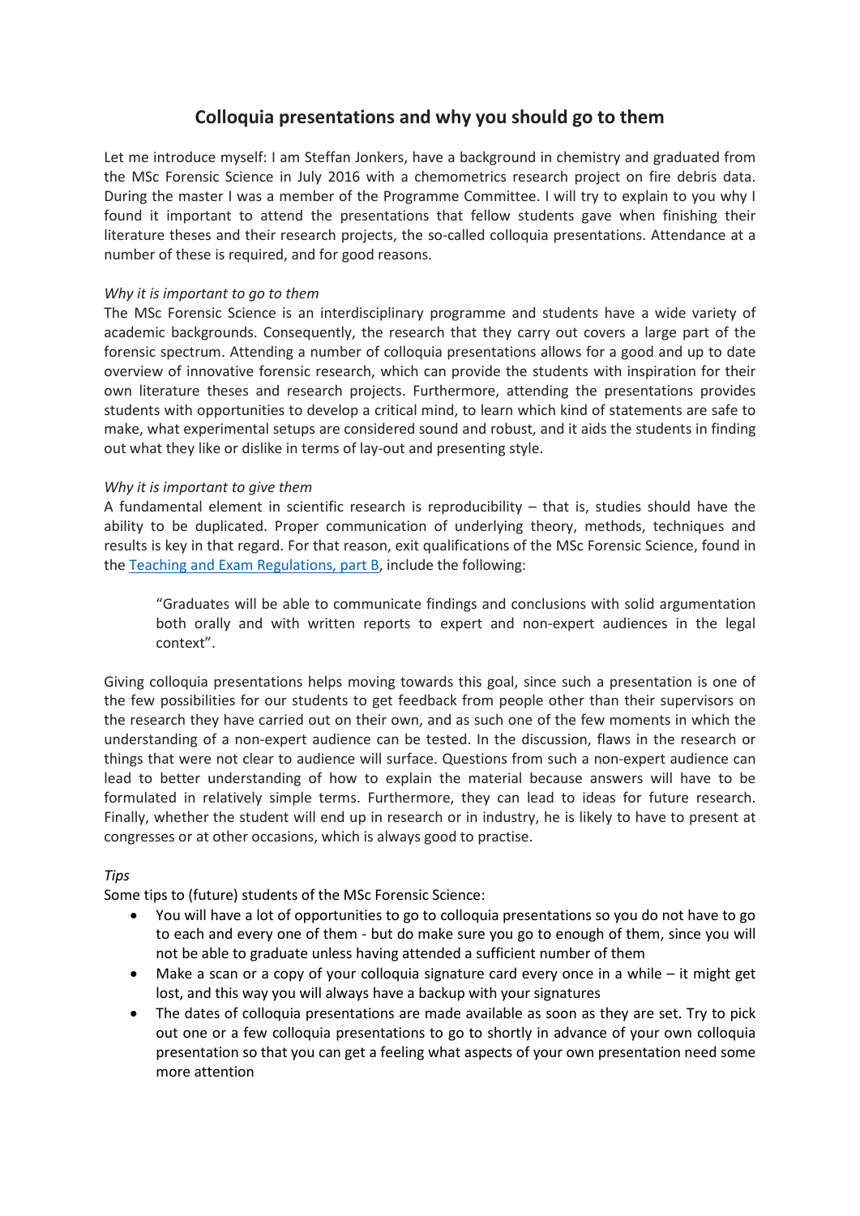# Colloquia presentations and why you should go to them

Let me introduce myself: I am Steffan Jonkers, have a background in chemistry and graduated from the MSc Forensic Science in July 2016 with a chemometrics research project on fire debris data. During the master I was a member of the Programme Committee. I will try to explain to you why I found it important to attend the presentations that fellow students gave when finishing their literature theses and their research projects, the so-called colloquia presentations. Attendance at a number of these is required, and for good reasons.

*Why it is important to go to them*

The MSc Forensic Science is an interdisciplinary programme and students have a wide variety of academic backgrounds. Consequently, the research that they carry out covers a large part of the forensic spectrum. Attending a number of colloquia presentations allows for a good and up to date overview of innovative forensic research, which can provide the students with inspiration for their own literature theses and research projects. Furthermore, attending the presentations provides students with opportunities to develop a critical mind, to learn which kind of statements are safe to make, what experimental setups are considered sound and robust, and it aids the students in finding out what they like or dislike in terms of lay-out and presenting style.

*Why it is important to give them*

A fundamental element in scientific research is reproducibility – that is, studies should have the ability to be duplicated. Proper communication of underlying theory, methods, techniques and results is key in that regard. For that reason, exit qualifications of the MSc Forensic Science, found in the Teaching and Exam Regulations, part B, include the following:

> "Graduates will be able to communicate findings and conclusions with solid argumentation both orally and with written reports to expert and non-expert audiences in the legal context".

Giving colloquia presentations helps moving towards this goal, since such a presentation is one of the few possibilities for our students to get feedback from people other than their supervisors on the research they have carried out on their own, and as such one of the few moments in which the understanding of a non-expert audience can be tested. In the discussion, flaws in the research or things that were not clear to audience will surface. Questions from such a non-expert audience can lead to better understanding of how to explain the material because answers will have to be formulated in relatively simple terms. Furthermore, they can lead to ideas for future research. Finally, whether the student will end up in research or in industry, he is likely to have to present at congresses or at other occasions, which is always good to practise.

*Tips*

Some tips to (future) students of the MSc Forensic Science:

- You will have a lot of opportunities to go to colloquia presentations so you do not have to go to each and every one of them - but do make sure you go to enough of them, since you will not be able to graduate unless having attended a sufficient number of them
- Make a scan or a copy of your colloquia signature card every once in a while – it might get lost, and this way you will always have a backup with your signatures
- The dates of colloquia presentations are made available as soon as they are set. Try to pick out one or a few colloquia presentations to go to shortly in advance of your own colloquia presentation so that you can get a feeling what aspects of your own presentation need some more attention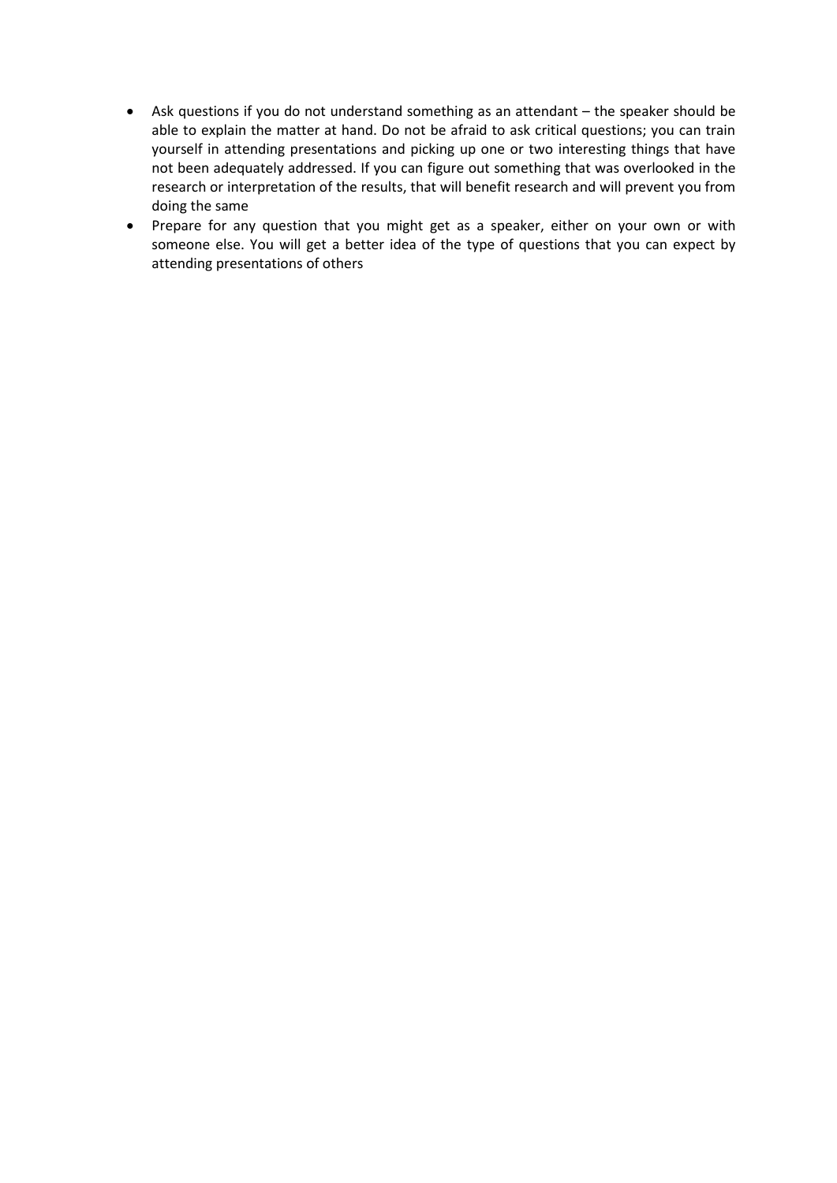- Ask questions if you do not understand something as an attendant – the speaker should be able to explain the matter at hand. Do not be afraid to ask critical questions; you can train yourself in attending presentations and picking up one or two interesting things that have not been adequately addressed. If you can figure out something that was overlooked in the research or interpretation of the results, that will benefit research and will prevent you from doing the same
- Prepare for any question that you might get as a speaker, either on your own or with someone else. You will get a better idea of the type of questions that you can expect by attending presentations of others